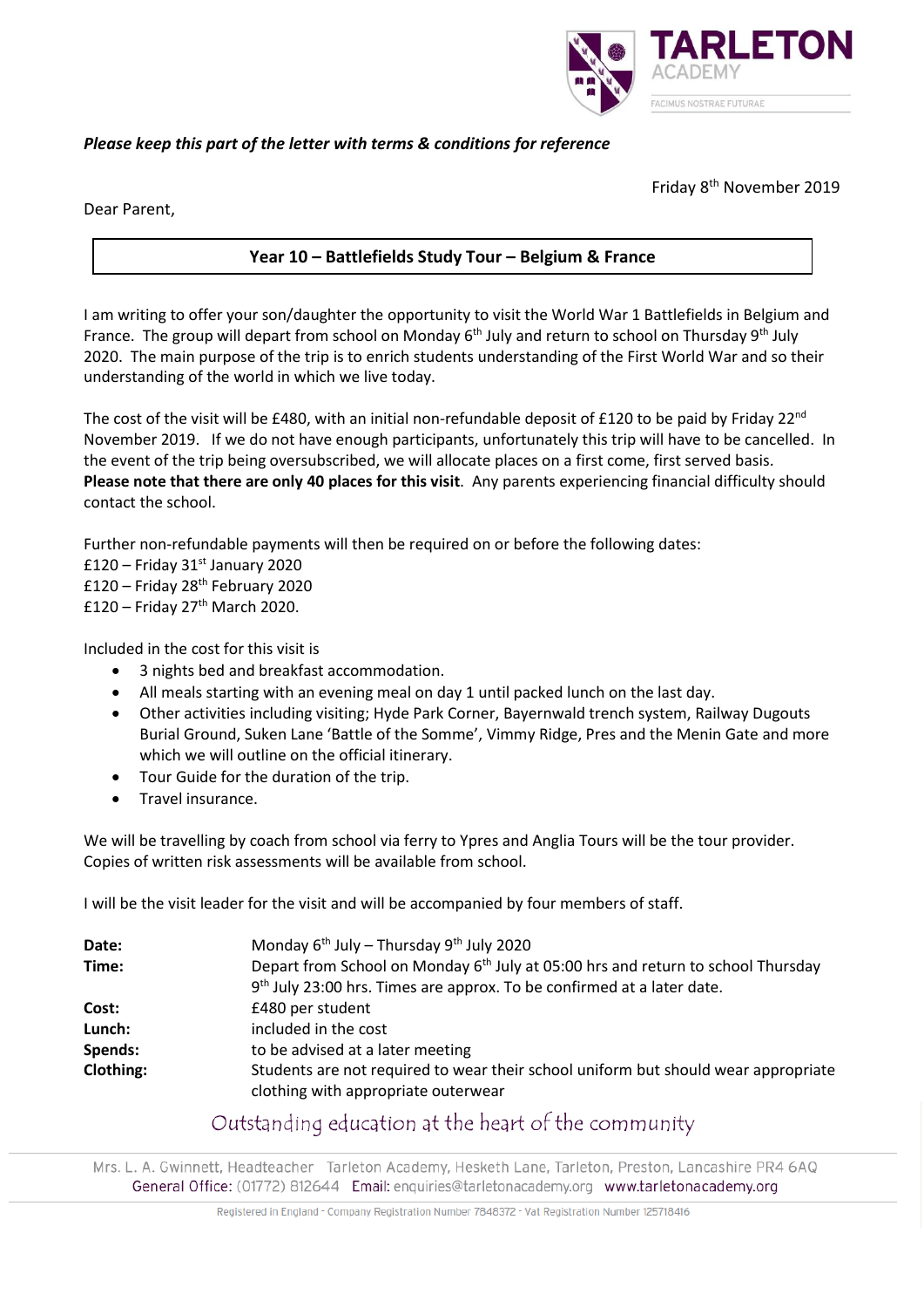TARLETON ACADEMY
FACIMUS NOSTRAE FUTURAE

***Please keep this part of the letter with terms & conditions for reference***

Friday 8th November 2019

Dear Parent,

## Year 10 – Battlefields Study Tour – Belgium & France

I am writing to offer your son/daughter the opportunity to visit the World War 1 Battlefields in Belgium and France. The group will depart from school on Monday 6th July and return to school on Thursday 9th July 2020. The main purpose of the trip is to enrich students understanding of the First World War and so their understanding of the world in which we live today.

The cost of the visit will be £480, with an initial non-refundable deposit of £120 to be paid by Friday 22nd November 2019. If we do not have enough participants, unfortunately this trip will have to be cancelled. In the event of the trip being oversubscribed, we will allocate places on a first come, first served basis. **Please note that there are only 40 places for this visit**. Any parents experiencing financial difficulty should contact the school.

Further non-refundable payments will then be required on or before the following dates:
£120 – Friday 31st January 2020
£120 – Friday 28th February 2020
£120 – Friday 27th March 2020.

Included in the cost for this visit is

- 3 nights bed and breakfast accommodation.
- All meals starting with an evening meal on day 1 until packed lunch on the last day.
- Other activities including visiting; Hyde Park Corner, Bayernwald trench system, Railway Dugouts Burial Ground, Suken Lane 'Battle of the Somme', Vimmy Ridge, Pres and the Menin Gate and more which we will outline on the official itinerary.
- Tour Guide for the duration of the trip.
- Travel insurance.

We will be travelling by coach from school via ferry to Ypres and Anglia Tours will be the tour provider. Copies of written risk assessments will be available from school.

I will be the visit leader for the visit and will be accompanied by four members of staff.

| | |
|---|---|
| **Date:** | Monday 6th July – Thursday 9th July 2020 |
| **Time:** | Depart from School on Monday 6th July at 05:00 hrs and return to school Thursday 9th July 23:00 hrs. Times are approx. To be confirmed at a later date. |
| **Cost:** | £480 per student |
| **Lunch:** | included in the cost |
| **Spends:** | to be advised at a later meeting |
| **Clothing:** | Students are not required to wear their school uniform but should wear appropriate clothing with appropriate outerwear |

Outstanding education at the heart of the community

Mrs. L. A. Gwinnett, Headteacher Tarleton Academy, Hesketh Lane, Tarleton, Preston, Lancashire PR4 6AQ
General Office: (01772) 812644 Email: enquiries@tarletonacademy.org www.tarletonacademy.org

Registered in England - Company Registration Number 7848372 - Vat Registration Number 125718416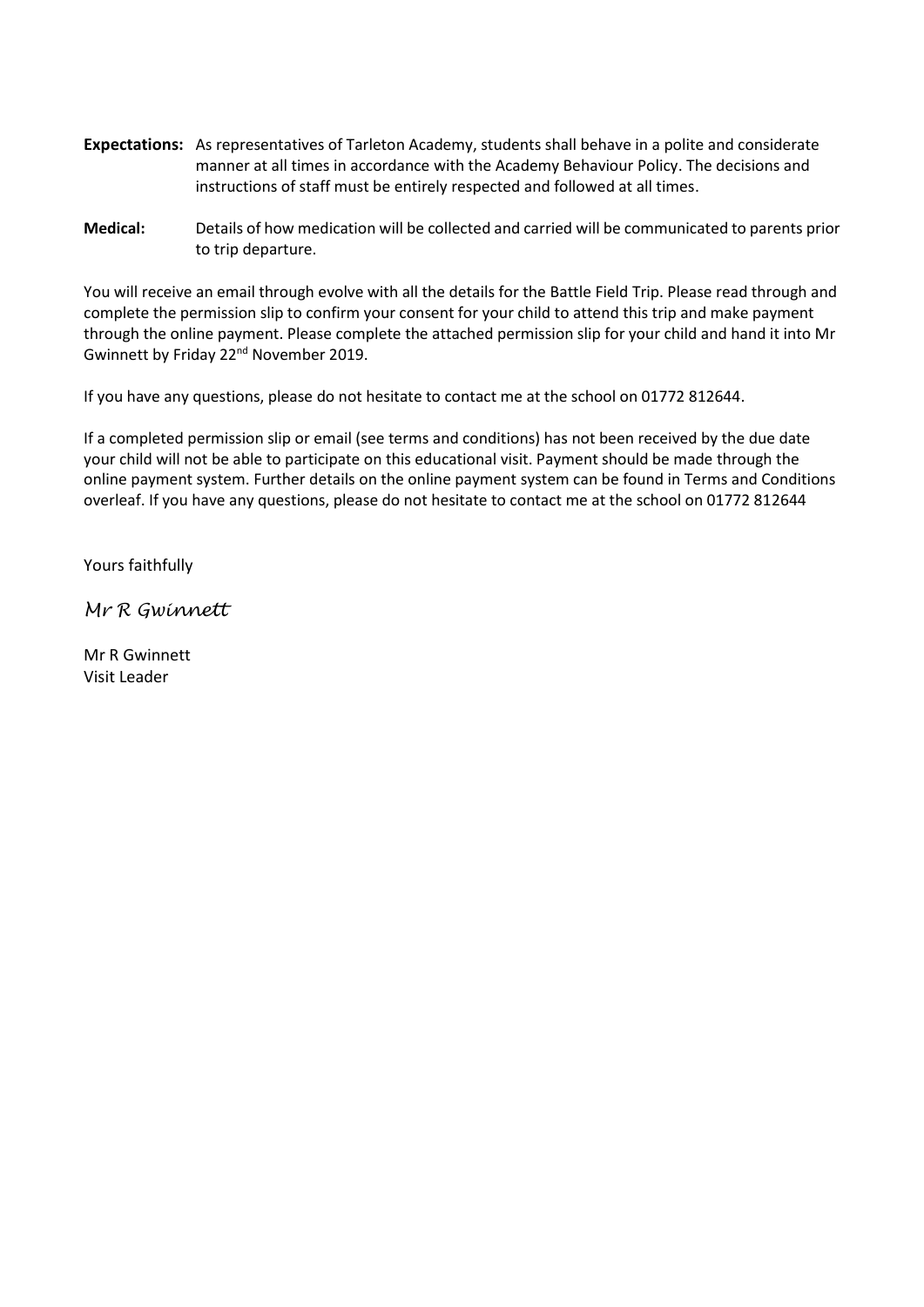**Expectations:** As representatives of Tarleton Academy, students shall behave in a polite and considerate manner at all times in accordance with the Academy Behaviour Policy. The decisions and instructions of staff must be entirely respected and followed at all times.

**Medical:** Details of how medication will be collected and carried will be communicated to parents prior to trip departure.

You will receive an email through evolve with all the details for the Battle Field Trip. Please read through and complete the permission slip to confirm your consent for your child to attend this trip and make payment through the online payment. Please complete the attached permission slip for your child and hand it into Mr Gwinnett by Friday 22nd November 2019.

If you have any questions, please do not hesitate to contact me at the school on 01772 812644.

If a completed permission slip or email (see terms and conditions) has not been received by the due date your child will not be able to participate on this educational visit. Payment should be made through the online payment system. Further details on the online payment system can be found in Terms and Conditions overleaf. If you have any questions, please do not hesitate to contact me at the school on 01772 812644

Yours faithfully

*Mr R Gwinnett*

Mr R Gwinnett
Visit Leader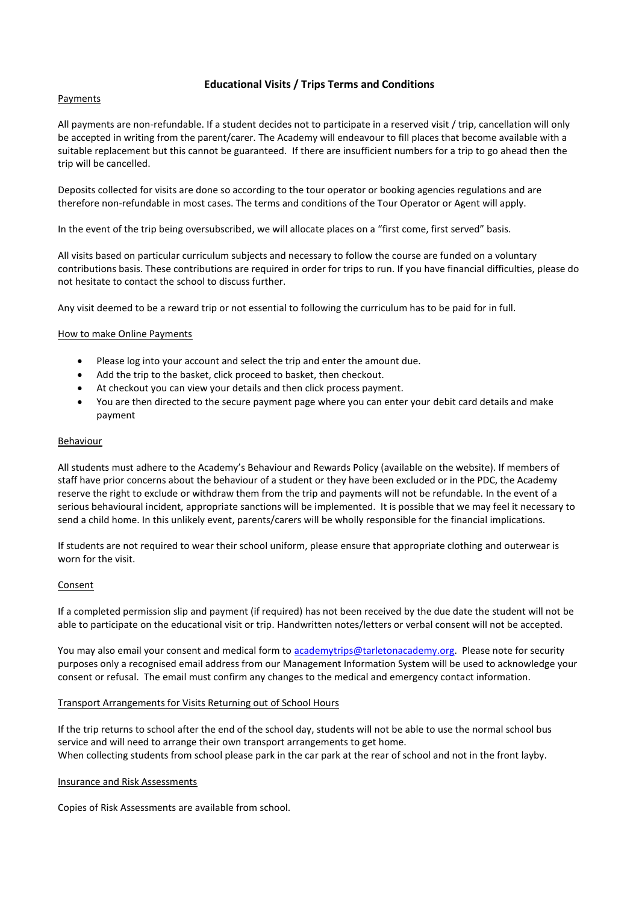## Educational Visits / Trips Terms and Conditions

<u>Payments</u>

All payments are non-refundable. If a student decides not to participate in a reserved visit / trip, cancellation will only be accepted in writing from the parent/carer. The Academy will endeavour to fill places that become available with a suitable replacement but this cannot be guaranteed. If there are insufficient numbers for a trip to go ahead then the trip will be cancelled.

Deposits collected for visits are done so according to the tour operator or booking agencies regulations and are therefore non-refundable in most cases. The terms and conditions of the Tour Operator or Agent will apply.

In the event of the trip being oversubscribed, we will allocate places on a "first come, first served" basis.

All visits based on particular curriculum subjects and necessary to follow the course are funded on a voluntary contributions basis. These contributions are required in order for trips to run. If you have financial difficulties, please do not hesitate to contact the school to discuss further.

Any visit deemed to be a reward trip or not essential to following the curriculum has to be paid for in full.

<u>How to make Online Payments</u>

- Please log into your account and select the trip and enter the amount due.
- Add the trip to the basket, click proceed to basket, then checkout.
- At checkout you can view your details and then click process payment.
- You are then directed to the secure payment page where you can enter your debit card details and make payment

<u>Behaviour</u>

All students must adhere to the Academy's Behaviour and Rewards Policy (available on the website). If members of staff have prior concerns about the behaviour of a student or they have been excluded or in the PDC, the Academy reserve the right to exclude or withdraw them from the trip and payments will not be refundable. In the event of a serious behavioural incident, appropriate sanctions will be implemented. It is possible that we may feel it necessary to send a child home. In this unlikely event, parents/carers will be wholly responsible for the financial implications.

If students are not required to wear their school uniform, please ensure that appropriate clothing and outerwear is worn for the visit.

<u>Consent</u>

If a completed permission slip and payment (if required) has not been received by the due date the student will not be able to participate on the educational visit or trip. Handwritten notes/letters or verbal consent will not be accepted.

You may also email your consent and medical form to academytrips@tarletonacademy.org. Please note for security purposes only a recognised email address from our Management Information System will be used to acknowledge your consent or refusal. The email must confirm any changes to the medical and emergency contact information.

<u>Transport Arrangements for Visits Returning out of School Hours</u>

If the trip returns to school after the end of the school day, students will not be able to use the normal school bus service and will need to arrange their own transport arrangements to get home.
When collecting students from school please park in the car park at the rear of school and not in the front layby.

<u>Insurance and Risk Assessments</u>

Copies of Risk Assessments are available from school.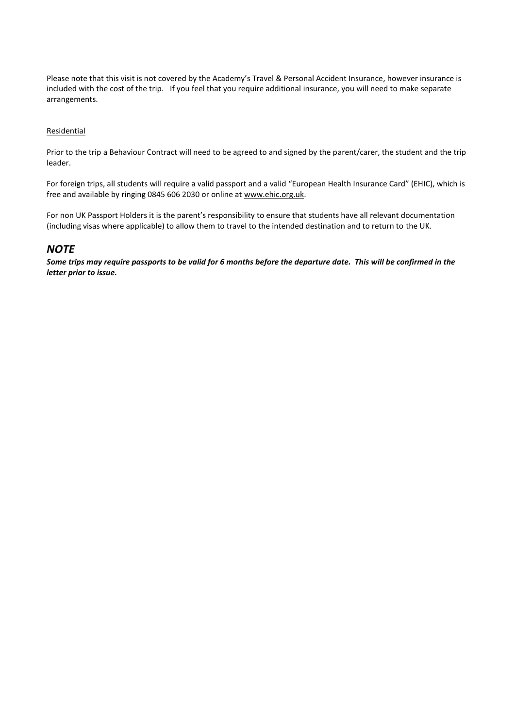Please note that this visit is not covered by the Academy's Travel & Personal Accident Insurance, however insurance is included with the cost of the trip. If you feel that you require additional insurance, you will need to make separate arrangements.

Residential

Prior to the trip a Behaviour Contract will need to be agreed to and signed by the parent/carer, the student and the trip leader.

For foreign trips, all students will require a valid passport and a valid "European Health Insurance Card" (EHIC), which is free and available by ringing 0845 606 2030 or online at www.ehic.org.uk.

For non UK Passport Holders it is the parent's responsibility to ensure that students have all relevant documentation (including visas where applicable) to allow them to travel to the intended destination and to return to the UK.

## *NOTE*

***Some trips may require passports to be valid for 6 months before the departure date. This will be confirmed in the letter prior to issue.***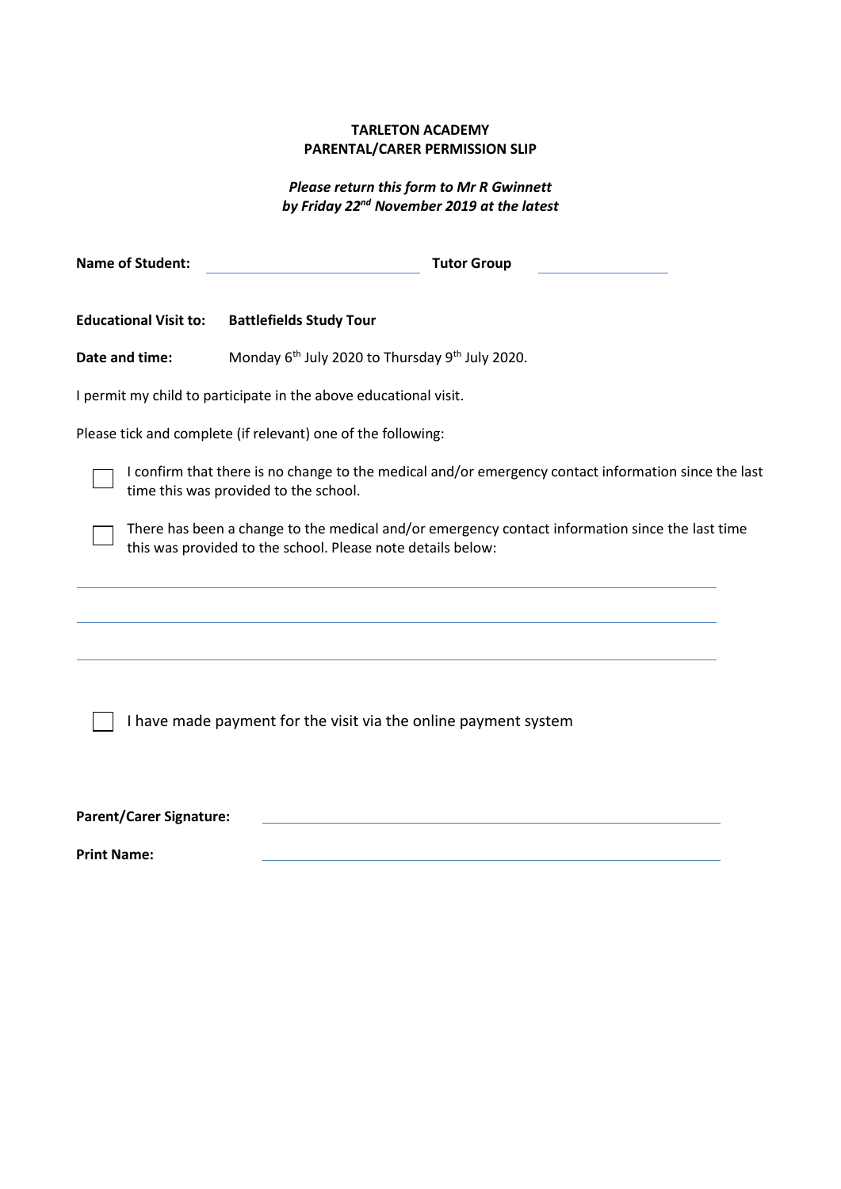**TARLETON ACADEMY**
**PARENTAL/CARER PERMISSION SLIP**

***Please return this form to Mr R Gwinnett***
***by Friday 22nd November 2019 at the latest***

**Name of Student:** ______________________ **Tutor Group** ______________

**Educational Visit to:** **Battlefields Study Tour**

**Date and time:** Monday 6th July 2020 to Thursday 9th July 2020.

I permit my child to participate in the above educational visit.

Please tick and complete (if relevant) one of the following:

☐ I confirm that there is no change to the medical and/or emergency contact information since the last time this was provided to the school.

☐ There has been a change to the medical and/or emergency contact information since the last time this was provided to the school. Please note details below:

______________________________________________________________________

______________________________________________________________________

______________________________________________________________________

☐ I have made payment for the visit via the online payment system

**Parent/Carer Signature:** ______________________________________________

**Print Name:** ______________________________________________